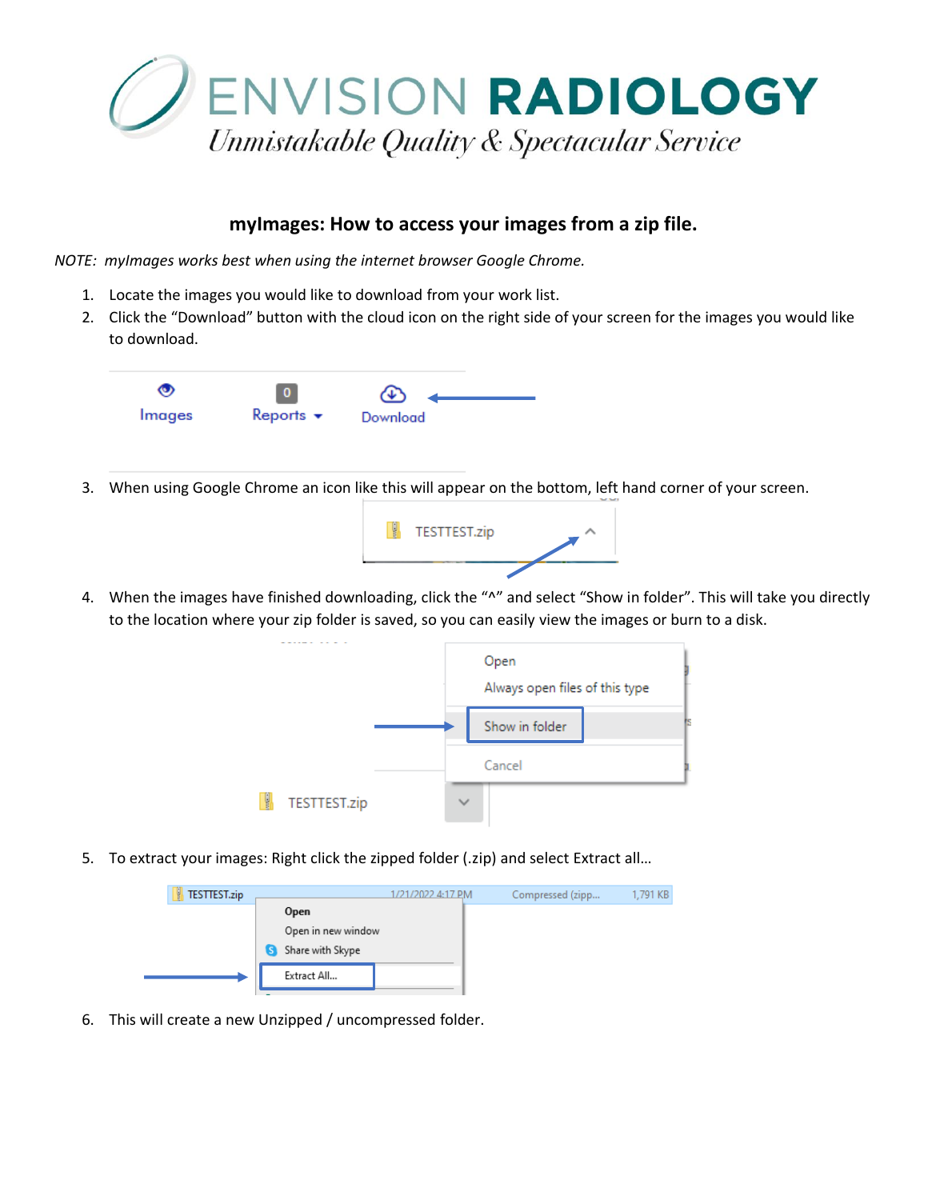# ENVISION RADIOLOGY

*Unmistakable Quality & Spectacular Service*

## myImages: How to access your images from a zip file.

*NOTE: myImages works best when using the internet browser Google Chrome.*

1. Locate the images you would like to download from your work list.
2. Click the "Download" button with the cloud icon on the right side of your screen for the images you would like to download.
3. When using Google Chrome an icon like this will appear on the bottom, left hand corner of your screen.
4. When the images have finished downloading, click the "^" and select "Show in folder". This will take you directly to the location where your zip folder is saved, so you can easily view the images or burn to a disk.
5. To extract your images: Right click the zipped folder (.zip) and select Extract all…
6. This will create a new Unzipped / uncompressed folder.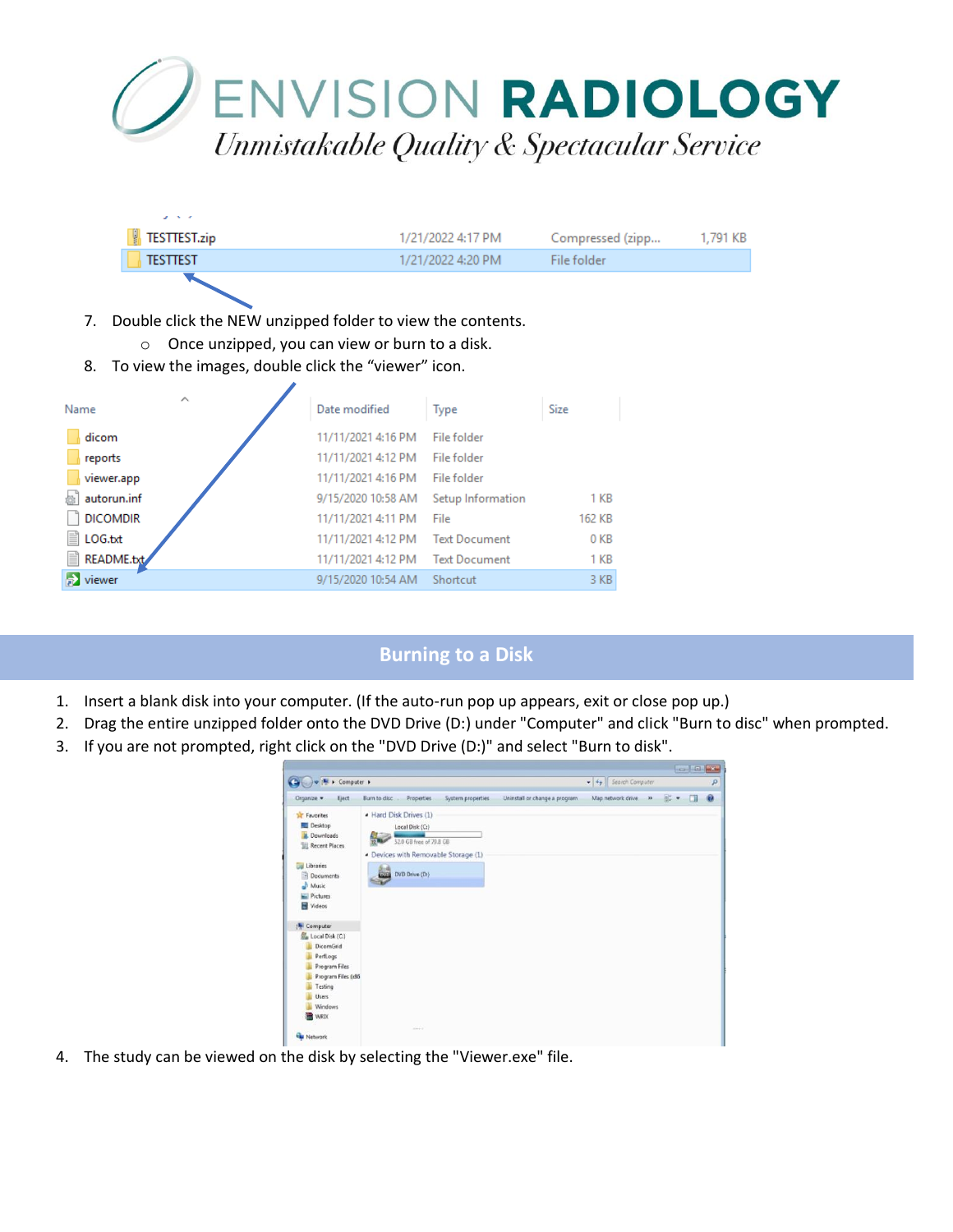# ENVISION RADIOLOGY

*Unmistakable Quality & Spectacular Service*

| | | | |
|---|---|---|---|
| TESTTEST.zip | 1/21/2022 4:17 PM | Compressed (zipp... | 1,791 KB |
| TESTTEST | 1/21/2022 4:20 PM | File folder | |

7. Double click the NEW unzipped folder to view the contents.
   - Once unzipped, you can view or burn to a disk.
8. To view the images, double click the "viewer" icon.

| Name | Date modified | Type | Size |
|---|---|---|---|
| dicom | 11/11/2021 4:16 PM | File folder | |
| reports | 11/11/2021 4:12 PM | File folder | |
| viewer.app | 11/11/2021 4:16 PM | File folder | |
| autorun.inf | 9/15/2020 10:58 AM | Setup Information | 1 KB |
| DICOMDIR | 11/11/2021 4:11 PM | File | 162 KB |
| LOG.txt | 11/11/2021 4:12 PM | Text Document | 0 KB |
| README.txt | 11/11/2021 4:12 PM | Text Document | 1 KB |
| viewer | 9/15/2020 10:54 AM | Shortcut | 3 KB |

## Burning to a Disk

1. Insert a blank disk into your computer. (If the auto-run pop up appears, exit or close pop up.)
2. Drag the entire unzipped folder onto the DVD Drive (D:) under "Computer" and click "Burn to disc" when prompted.
3. If you are not prompted, right click on the "DVD Drive (D:)" and select "Burn to disk".
4. The study can be viewed on the disk by selecting the "Viewer.exe" file.